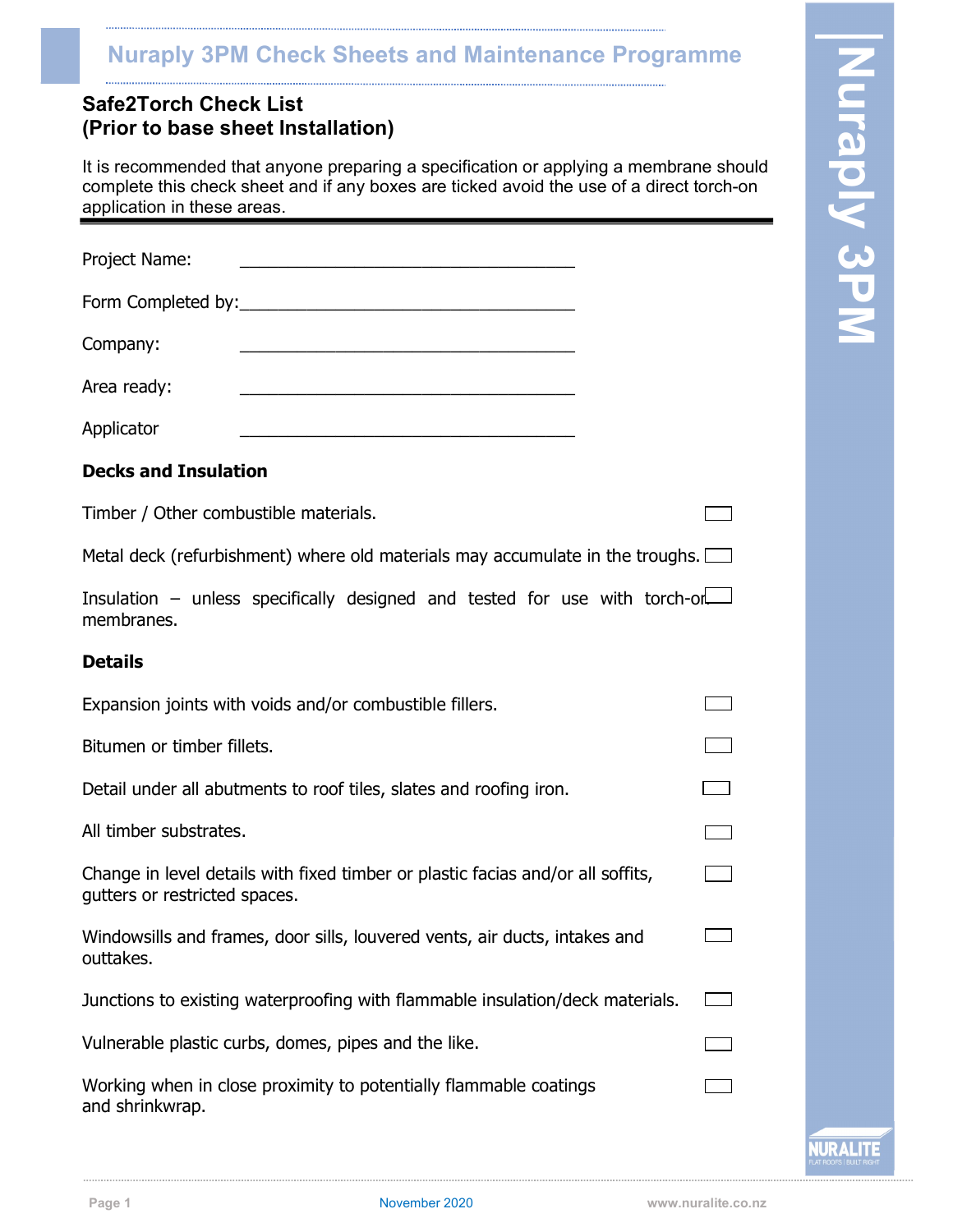# Nuraply 3PM Check Sheets and Maintenance Programme

## Safe2Torch Check List
## (Prior to base sheet Installation)

It is recommended that anyone preparing a specification or applying a membrane should complete this check sheet and if any boxes are ticked avoid the use of a direct torch-on application in these areas.

Project Name: ____________________________________

Form Completed by: ____________________________________

Company: ____________________________________

Area ready: ____________________________________

Applicator ____________________________________

### Decks and Insulation

- [ ] Timber / Other combustible materials.
- [ ] Metal deck (refurbishment) where old materials may accumulate in the troughs.
- [ ] Insulation – unless specifically designed and tested for use with torch-on membranes.

### Details

- [ ] Expansion joints with voids and/or combustible fillers.
- [ ] Bitumen or timber fillets.
- [ ] Detail under all abutments to roof tiles, slates and roofing iron.
- [ ] All timber substrates.
- [ ] Change in level details with fixed timber or plastic facias and/or all soffits, gutters or restricted spaces.
- [ ] Windowsills and frames, door sills, louvered vents, air ducts, intakes and outtakes.
- [ ] Junctions to existing waterproofing with flammable insulation/deck materials.
- [ ] Vulnerable plastic curbs, domes, pipes and the like.
- [ ] Working when in close proximity to potentially flammable coatings and shrinkwrap.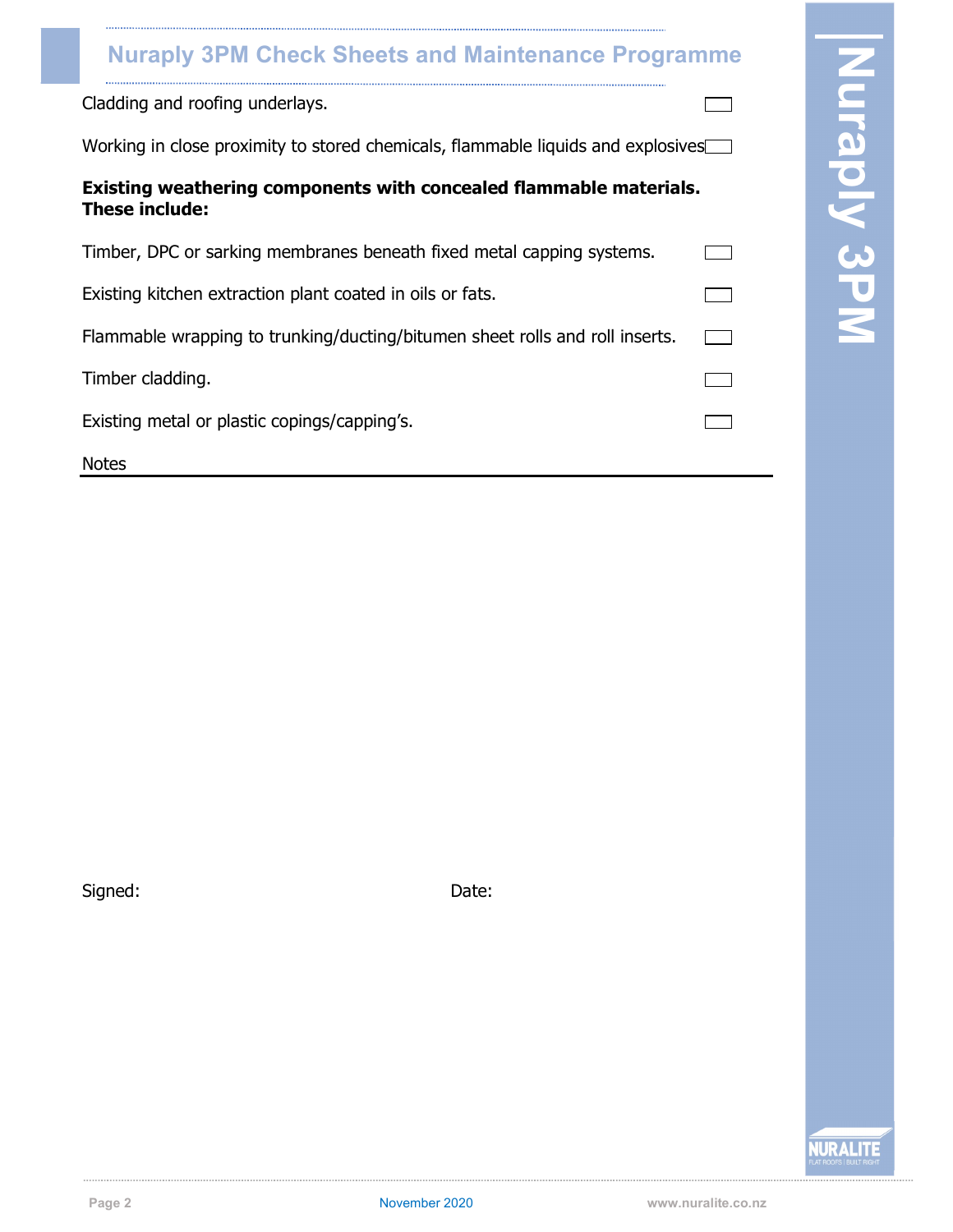Cladding and roofing underlays. ☐

Working in close proximity to stored chemicals, flammable liquids and explosives ☐

**Existing weathering components with concealed flammable materials. These include:**

Timber, DPC or sarking membranes beneath fixed metal capping systems. ☐

Existing kitchen extraction plant coated in oils or fats. ☐

Flammable wrapping to trunking/ducting/bitumen sheet rolls and roll inserts. ☐

Timber cladding. ☐

Existing metal or plastic copings/capping's. ☐

Notes

---

Signed: Date: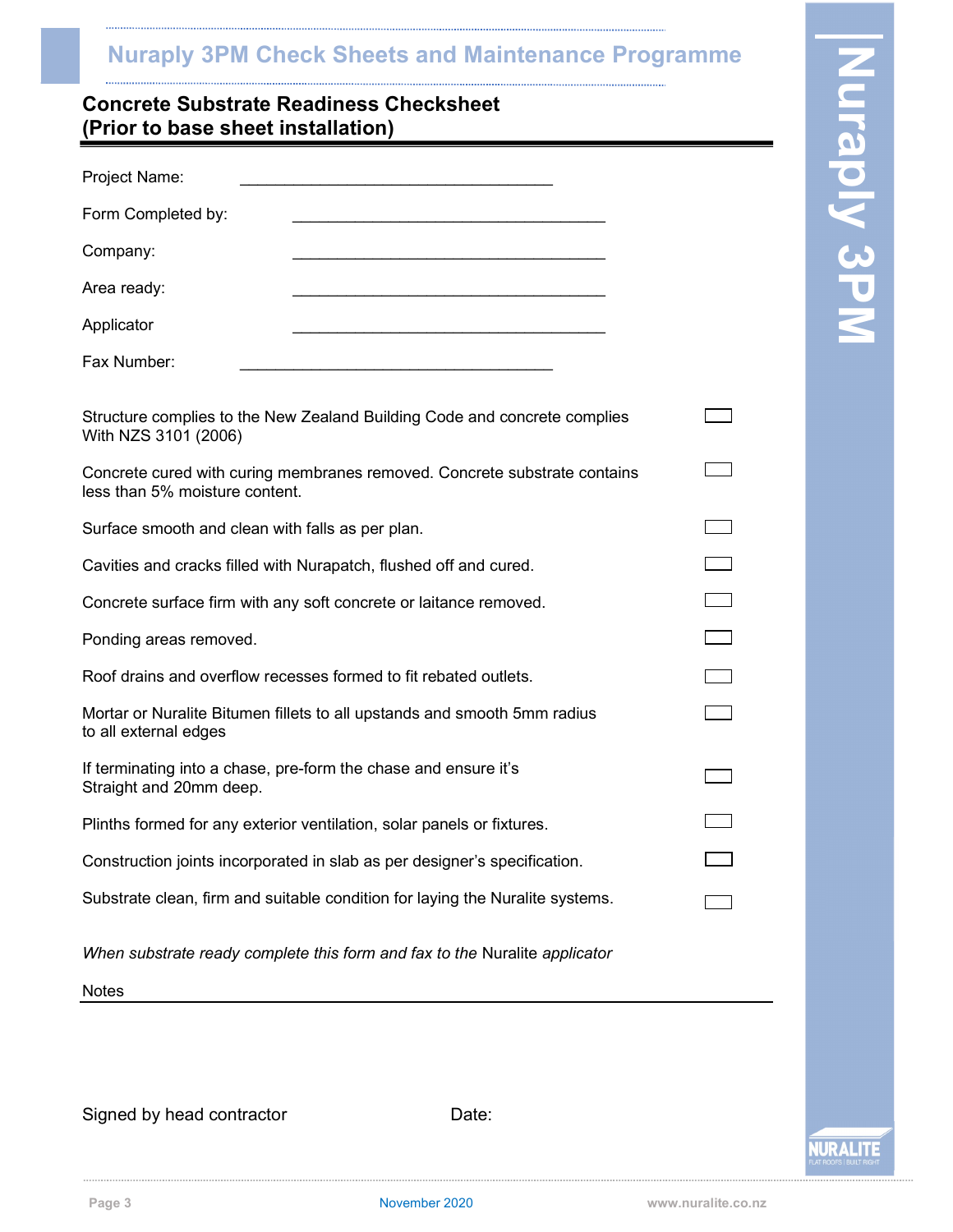# Nuraply 3PM Check Sheets and Maintenance Programme

## Concrete Substrate Readiness Checksheet (Prior to base sheet installation)

Project Name: ___________________________________

Form Completed by: ___________________________________

Company: ___________________________________

Area ready: ___________________________________

Applicator ___________________________________

Fax Number: ___________________________________

- [ ] Structure complies to the New Zealand Building Code and concrete complies With NZS 3101 (2006)
- [ ] Concrete cured with curing membranes removed. Concrete substrate contains less than 5% moisture content.
- [ ] Surface smooth and clean with falls as per plan.
- [ ] Cavities and cracks filled with Nurapatch, flushed off and cured.
- [ ] Concrete surface firm with any soft concrete or laitance removed.
- [ ] Ponding areas removed.
- [ ] Roof drains and overflow recesses formed to fit rebated outlets.
- [ ] Mortar or Nuralite Bitumen fillets to all upstands and smooth 5mm radius to all external edges
- [ ] If terminating into a chase, pre-form the chase and ensure it's Straight and 20mm deep.
- [ ] Plinths formed for any exterior ventilation, solar panels or fixtures.
- [ ] Construction joints incorporated in slab as per designer's specification.
- [ ] Substrate clean, firm and suitable condition for laying the Nuralite systems.

*When substrate ready complete this form and fax to the* Nuralite *applicator*

Notes

Signed by head contractor

Date: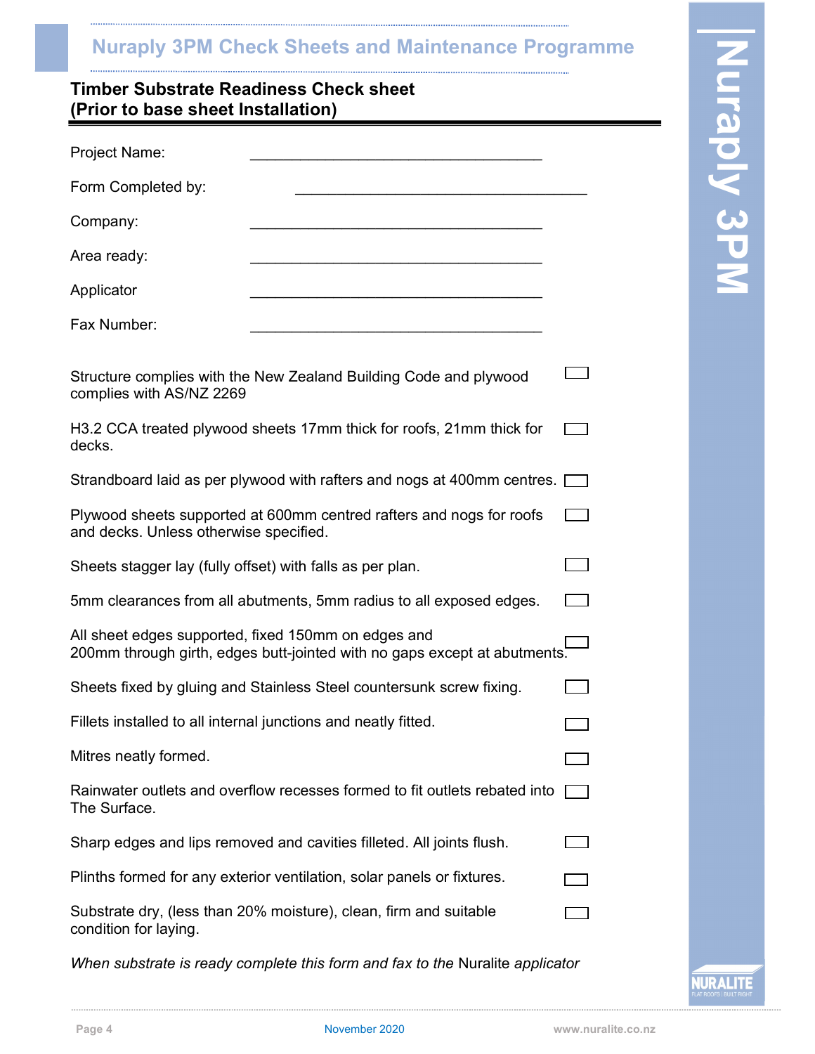## Timber Substrate Readiness Check sheet
## (Prior to base sheet Installation)

Project Name: ____________________________________

Form Completed by: ____________________________________

Company: ____________________________________

Area ready: ____________________________________

Applicator ____________________________________

Fax Number: ____________________________________

- [ ] Structure complies with the New Zealand Building Code and plywood complies with AS/NZ 2269
- [ ] H3.2 CCA treated plywood sheets 17mm thick for roofs, 21mm thick for decks.
- [ ] Strandboard laid as per plywood with rafters and nogs at 400mm centres.
- [ ] Plywood sheets supported at 600mm centred rafters and nogs for roofs and decks. Unless otherwise specified.
- [ ] Sheets stagger lay (fully offset) with falls as per plan.
- [ ] 5mm clearances from all abutments, 5mm radius to all exposed edges.
- [ ] All sheet edges supported, fixed 150mm on edges and 200mm through girth, edges butt-jointed with no gaps except at abutments.
- [ ] Sheets fixed by gluing and Stainless Steel countersunk screw fixing.
- [ ] Fillets installed to all internal junctions and neatly fitted.
- [ ] Mitres neatly formed.
- [ ] Rainwater outlets and overflow recesses formed to fit outlets rebated into The Surface.
- [ ] Sharp edges and lips removed and cavities filleted. All joints flush.
- [ ] Plinths formed for any exterior ventilation, solar panels or fixtures.
- [ ] Substrate dry, (less than 20% moisture), clean, firm and suitable condition for laying.

*When substrate is ready complete this form and fax to the* Nuralite *applicator*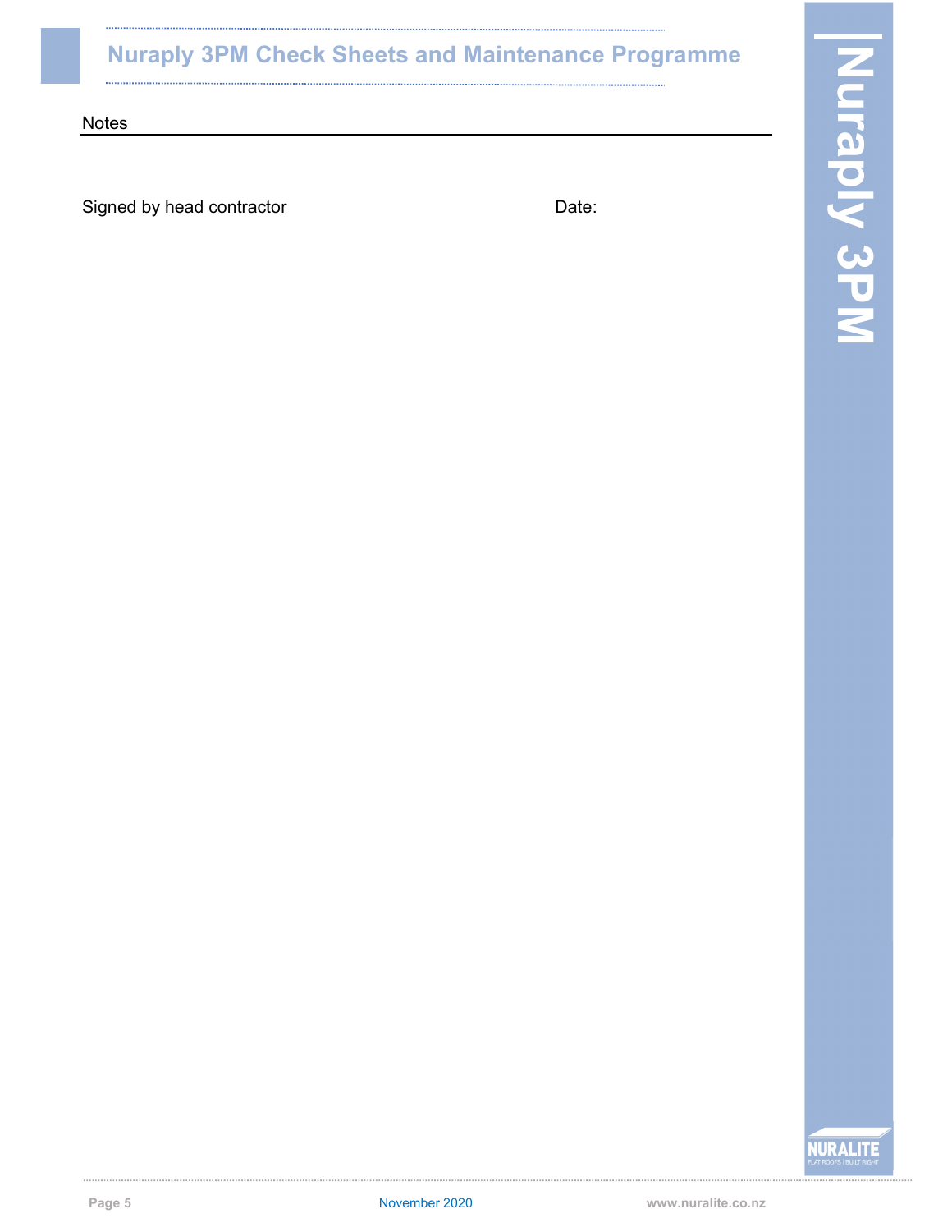Notes

Signed by head contractor Date: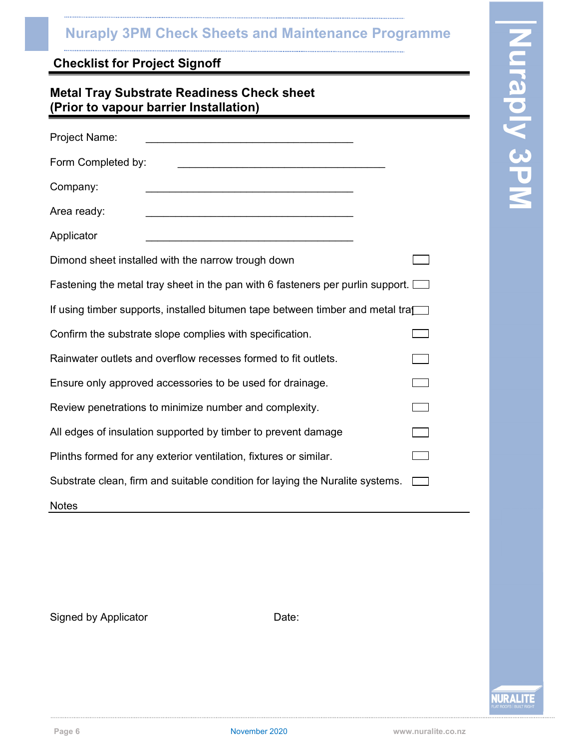## Checklist for Project Signoff

### Metal Tray Substrate Readiness Check sheet
### (Prior to vapour barrier Installation)

Project Name: ____________________________________

Form Completed by: ____________________________________

Company: ____________________________________

Area ready: ____________________________________

Applicator ____________________________________

- [ ] Dimond sheet installed with the narrow trough down
- [ ] Fastening the metal tray sheet in the pan with 6 fasteners per purlin support.
- [ ] If using timber supports, installed bitumen tape between timber and metal tray
- [ ] Confirm the substrate slope complies with specification.
- [ ] Rainwater outlets and overflow recesses formed to fit outlets.
- [ ] Ensure only approved accessories to be used for drainage.
- [ ] Review penetrations to minimize number and complexity.
- [ ] All edges of insulation supported by timber to prevent damage
- [ ] Plinths formed for any exterior ventilation, fixtures or similar.
- [ ] Substrate clean, firm and suitable condition for laying the Nuralite systems.

Notes

Signed by Applicator                                        Date: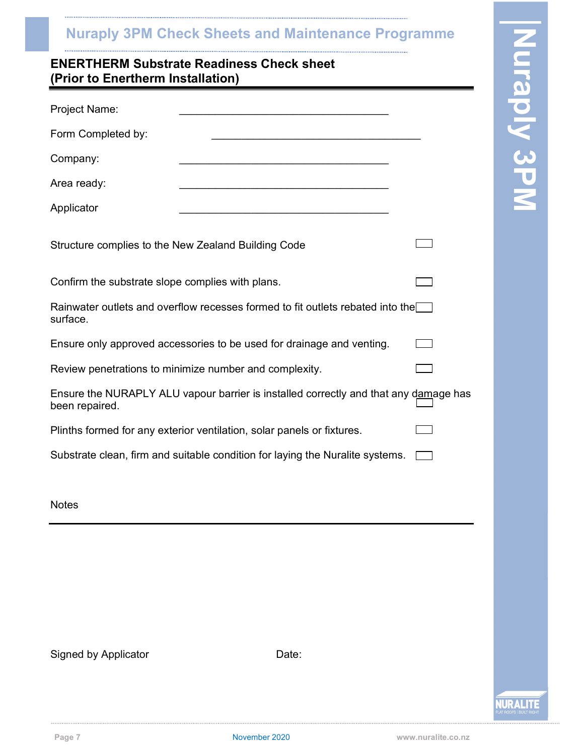## ENERTHERM Substrate Readiness Check sheet
## (Prior to Enertherm Installation)

Project Name: ___________________________________

Form Completed by: ___________________________________

Company: ___________________________________

Area ready: ___________________________________

Applicator ___________________________________

Structure complies to the New Zealand Building Code ☐

Confirm the substrate slope complies with plans. ☐

Rainwater outlets and overflow recesses formed to fit outlets rebated into the surface. ☐

Ensure only approved accessories to be used for drainage and venting. ☐

Review penetrations to minimize number and complexity. ☐

Ensure the NURAPLY ALU vapour barrier is installed correctly and that any damage has been repaired. ☐

Plinths formed for any exterior ventilation, solar panels or fixtures. ☐

Substrate clean, firm and suitable condition for laying the Nuralite systems. ☐

Notes

---

Signed by Applicator                    Date: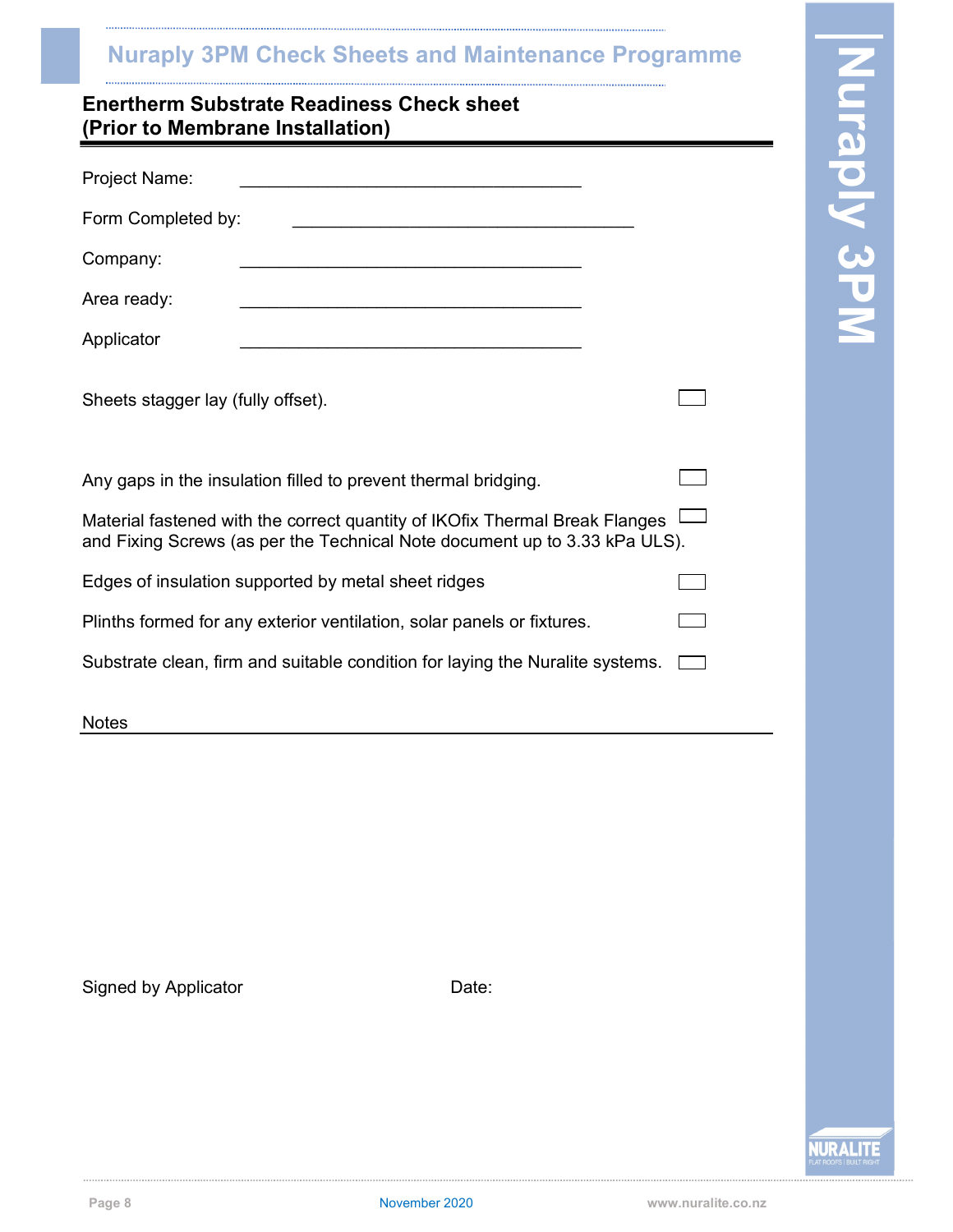## Enertherm Substrate Readiness Check sheet (Prior to Membrane Installation)

Project Name: ___________________________________

Form Completed by: ___________________________________

Company: ___________________________________

Area ready: ___________________________________

Applicator ___________________________________

Sheets stagger lay (fully offset). ☐

Any gaps in the insulation filled to prevent thermal bridging. ☐

Material fastened with the correct quantity of IKOfix Thermal Break Flanges and Fixing Screws (as per the Technical Note document up to 3.33 kPa ULS). ☐

Edges of insulation supported by metal sheet ridges ☐

Plinths formed for any exterior ventilation, solar panels or fixtures. ☐

Substrate clean, firm and suitable condition for laying the Nuralite systems. ☐

Notes

Signed by Applicator

Date: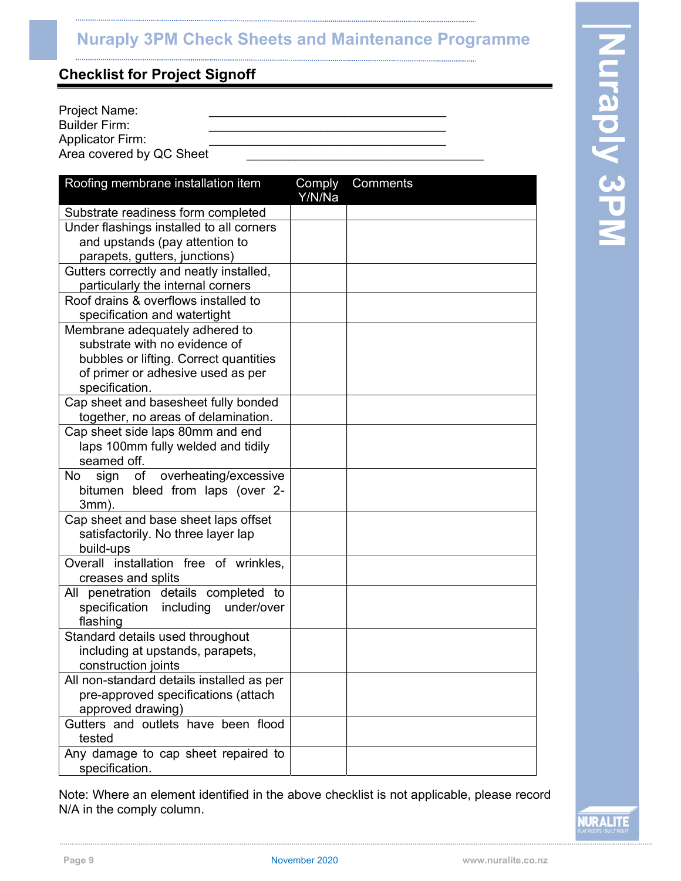## Checklist for Project Signoff

Project Name: ___________________________________

Builder Firm: ___________________________________

Applicator Firm: ___________________________________

Area covered by QC Sheet ___________________________________

| Roofing membrane installation item | Comply Y/N/Na | Comments |
|---|---|---|
| Substrate readiness form completed | | |
| Under flashings installed to all corners and upstands (pay attention to parapets, gutters, junctions) | | |
| Gutters correctly and neatly installed, particularly the internal corners | | |
| Roof drains & overflows installed to specification and watertight | | |
| Membrane adequately adhered to substrate with no evidence of bubbles or lifting. Correct quantities of primer or adhesive used as per specification. | | |
| Cap sheet and basesheet fully bonded together, no areas of delamination. | | |
| Cap sheet side laps 80mm and end laps 100mm fully welded and tidily seamed off. | | |
| No sign of overheating/excessive bitumen bleed from laps (over 2-3mm). | | |
| Cap sheet and base sheet laps offset satisfactorily. No three layer lap build-ups | | |
| Overall installation free of wrinkles, creases and splits | | |
| All penetration details completed to specification including under/over flashing | | |
| Standard details used throughout including at upstands, parapets, construction joints | | |
| All non-standard details installed as per pre-approved specifications (attach approved drawing) | | |
| Gutters and outlets have been flood tested | | |
| Any damage to cap sheet repaired to specification. | | |

Note: Where an element identified in the above checklist is not applicable, please record N/A in the comply column.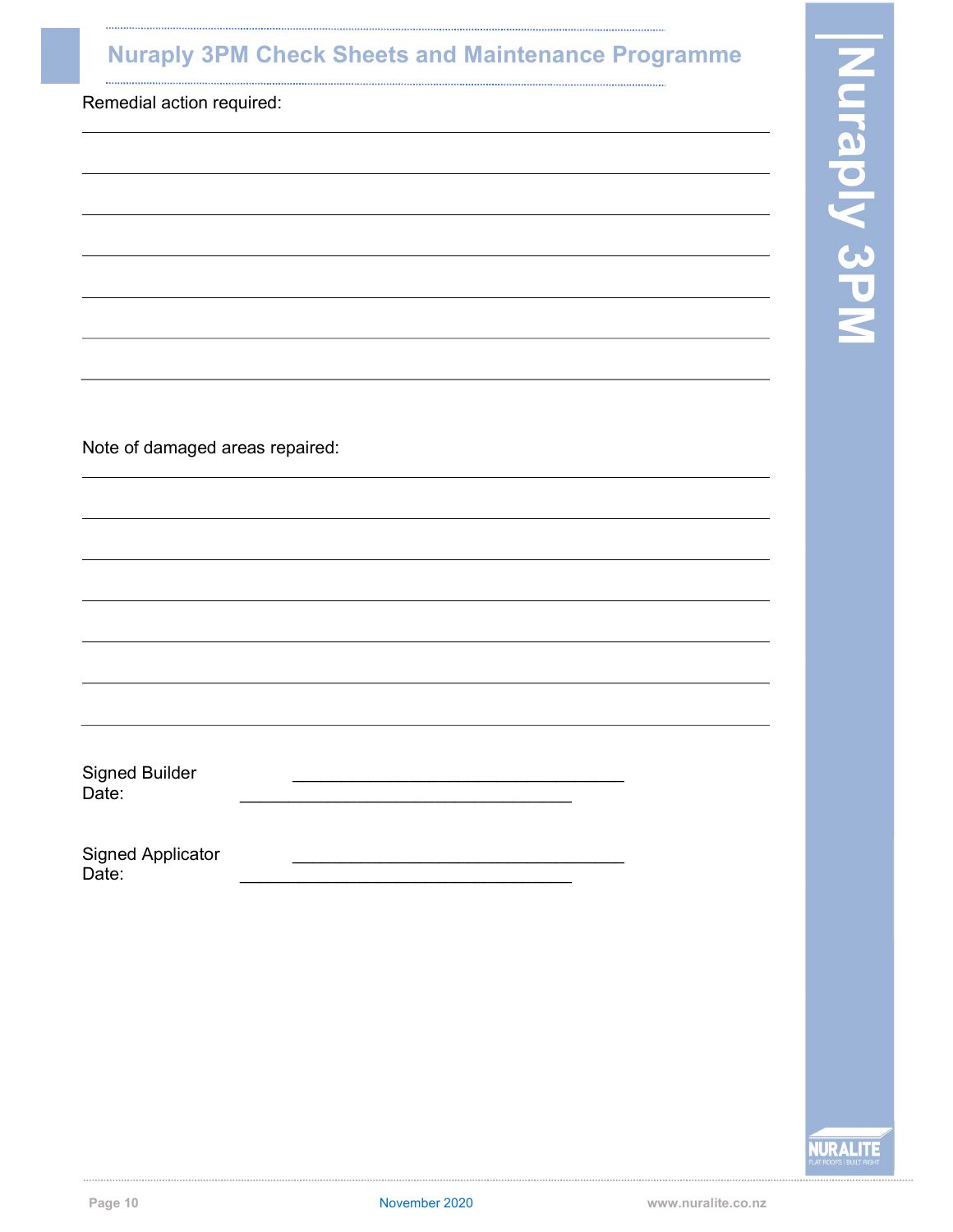Remedial action required:

Note of damaged areas repaired:

Signed Builder ______________________________
Date: ______________________________

Signed Applicator ______________________________
Date: ______________________________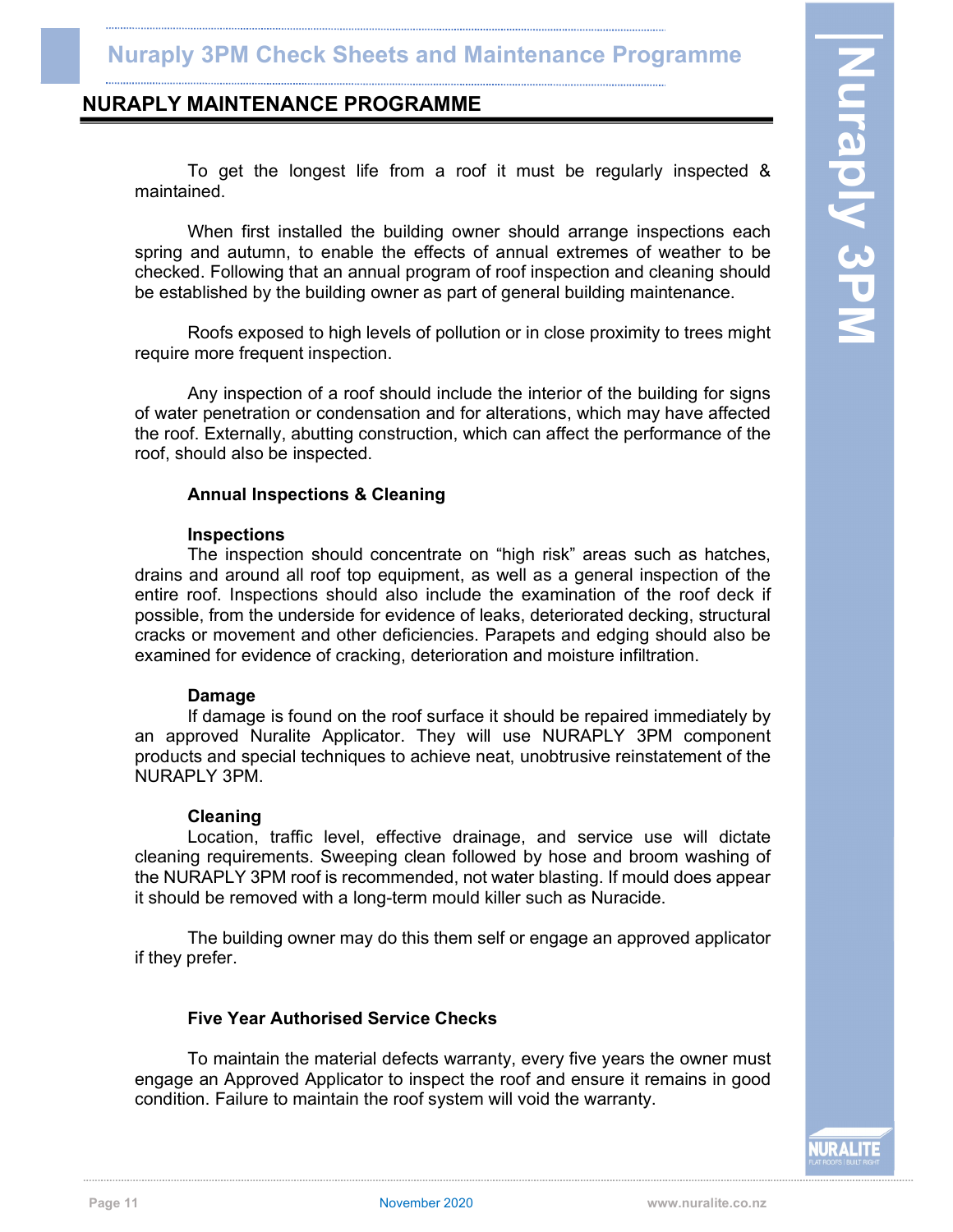## NURAPLY MAINTENANCE PROGRAMME

To get the longest life from a roof it must be regularly inspected & maintained.

When first installed the building owner should arrange inspections each spring and autumn, to enable the effects of annual extremes of weather to be checked. Following that an annual program of roof inspection and cleaning should be established by the building owner as part of general building maintenance.

Roofs exposed to high levels of pollution or in close proximity to trees might require more frequent inspection.

Any inspection of a roof should include the interior of the building for signs of water penetration or condensation and for alterations, which may have affected the roof. Externally, abutting construction, which can affect the performance of the roof, should also be inspected.

### Annual Inspections & Cleaning

**Inspections**

The inspection should concentrate on "high risk" areas such as hatches, drains and around all roof top equipment, as well as a general inspection of the entire roof. Inspections should also include the examination of the roof deck if possible, from the underside for evidence of leaks, deteriorated decking, structural cracks or movement and other deficiencies. Parapets and edging should also be examined for evidence of cracking, deterioration and moisture infiltration.

**Damage**

If damage is found on the roof surface it should be repaired immediately by an approved Nuralite Applicator. They will use NURAPLY 3PM component products and special techniques to achieve neat, unobtrusive reinstatement of the NURAPLY 3PM.

**Cleaning**

Location, traffic level, effective drainage, and service use will dictate cleaning requirements. Sweeping clean followed by hose and broom washing of the NURAPLY 3PM roof is recommended, not water blasting. If mould does appear it should be removed with a long-term mould killer such as Nuracide.

The building owner may do this them self or engage an approved applicator if they prefer.

### Five Year Authorised Service Checks

To maintain the material defects warranty, every five years the owner must engage an Approved Applicator to inspect the roof and ensure it remains in good condition. Failure to maintain the roof system will void the warranty.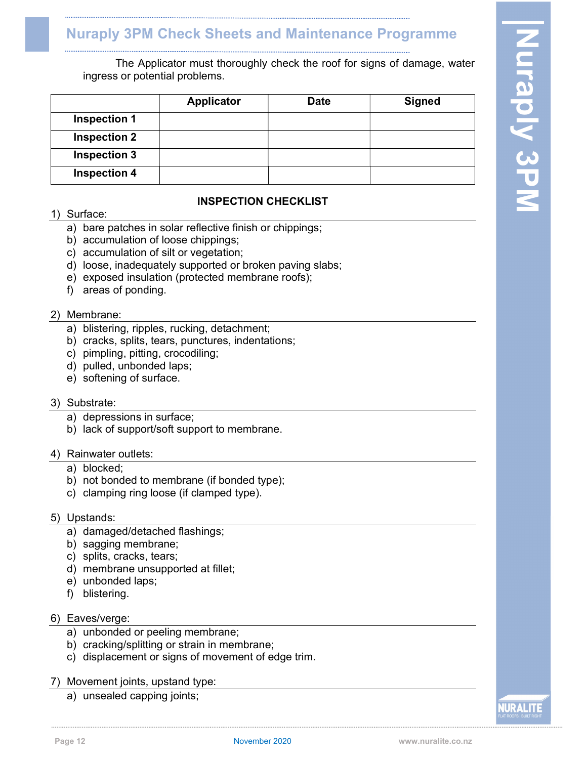# Nuraply 3PM Check Sheets and Maintenance Programme

The Applicator must thoroughly check the roof for signs of damage, water ingress or potential problems.

| | Applicator | Date | Signed |
|---|---|---|---|
| **Inspection 1** | | | |
| **Inspection 2** | | | |
| **Inspection 3** | | | |
| **Inspection 4** | | | |

**INSPECTION CHECKLIST**

1) Surface:
   a) bare patches in solar reflective finish or chippings;
   b) accumulation of loose chippings;
   c) accumulation of silt or vegetation;
   d) loose, inadequately supported or broken paving slabs;
   e) exposed insulation (protected membrane roofs);
   f) areas of ponding.

2) Membrane:
   a) blistering, ripples, rucking, detachment;
   b) cracks, splits, tears, punctures, indentations;
   c) pimpling, pitting, crocodiling;
   d) pulled, unbonded laps;
   e) softening of surface.

3) Substrate:
   a) depressions in surface;
   b) lack of support/soft support to membrane.

4) Rainwater outlets:
   a) blocked;
   b) not bonded to membrane (if bonded type);
   c) clamping ring loose (if clamped type).

5) Upstands:
   a) damaged/detached flashings;
   b) sagging membrane;
   c) splits, cracks, tears;
   d) membrane unsupported at fillet;
   e) unbonded laps;
   f) blistering.

6) Eaves/verge:
   a) unbonded or peeling membrane;
   b) cracking/splitting or strain in membrane;
   c) displacement or signs of movement of edge trim.

7) Movement joints, upstand type:
   a) unsealed capping joints;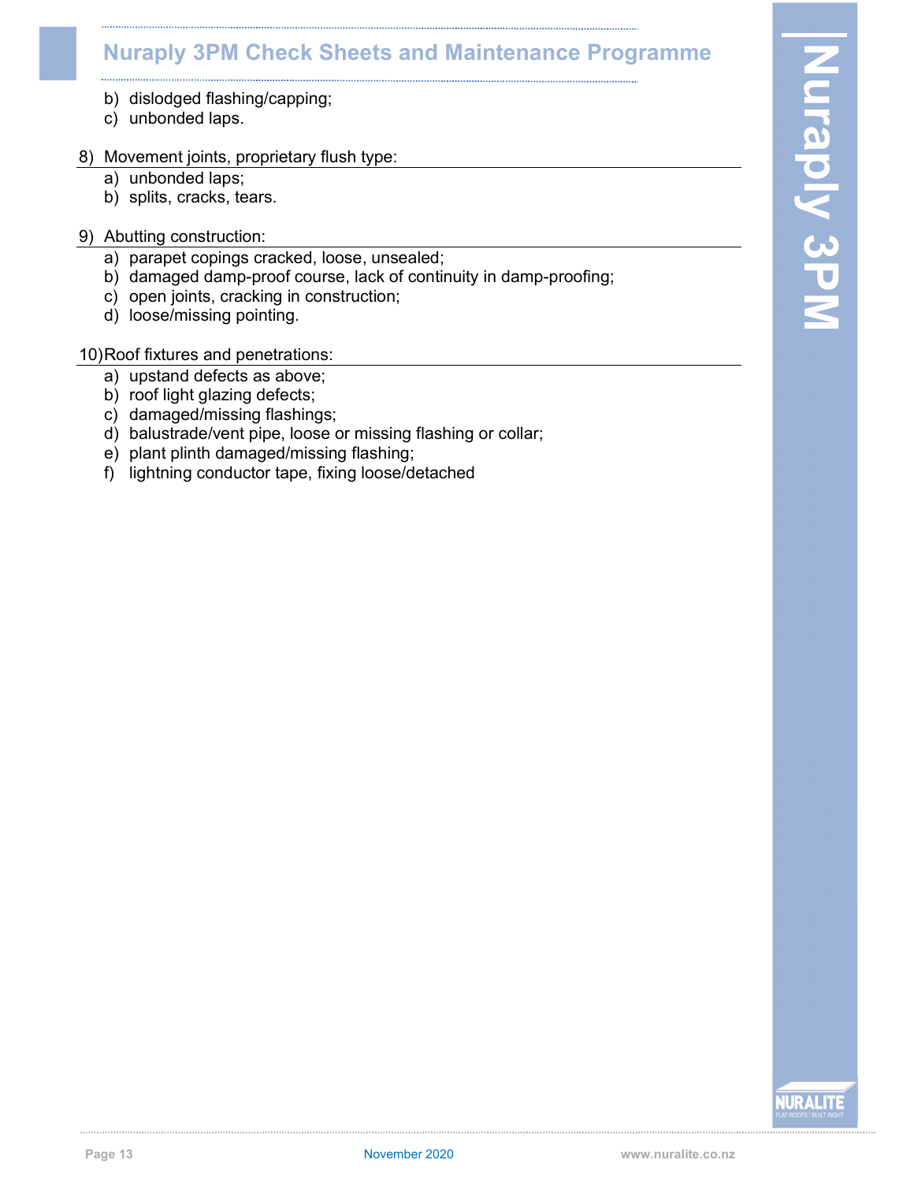b) dislodged flashing/capping;
c) unbonded laps.

8) Movement joints, proprietary flush type:
   a) unbonded laps;
   b) splits, cracks, tears.

9) Abutting construction:
   a) parapet copings cracked, loose, unsealed;
   b) damaged damp-proof course, lack of continuity in damp-proofing;
   c) open joints, cracking in construction;
   d) loose/missing pointing.

10) Roof fixtures and penetrations:
   a) upstand defects as above;
   b) roof light glazing defects;
   c) damaged/missing flashings;
   d) balustrade/vent pipe, loose or missing flashing or collar;
   e) plant plinth damaged/missing flashing;
   f) lightning conductor tape, fixing loose/detached